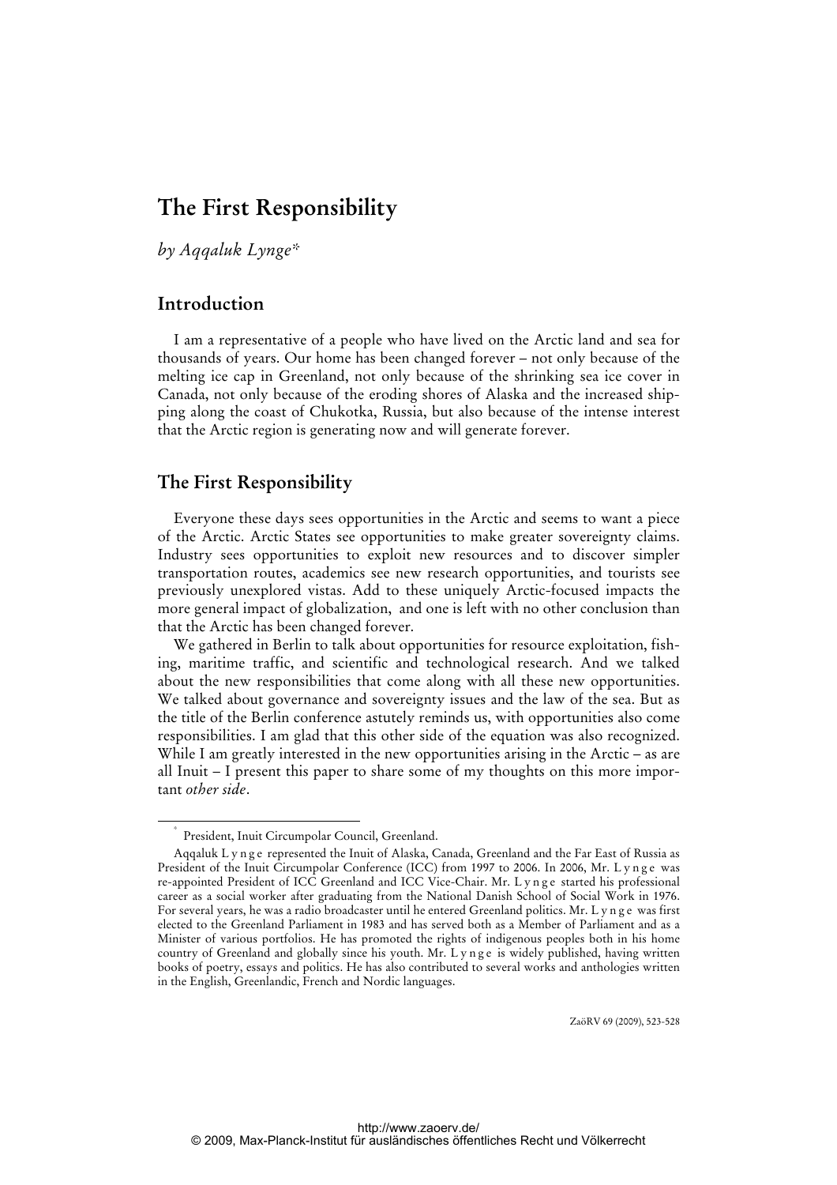# The First Responsibility

*by Aqqaluk Lynge*[*]

## Introduction

I am a representative of a people who have lived on the Arctic land and sea for thousands of years. Our home has been changed forever – not only because of the melting ice cap in Greenland, not only because of the shrinking sea ice cover in Canada, not only because of the eroding shores of Alaska and the increased shipping along the coast of Chukotka, Russia, but also because of the intense interest that the Arctic region is generating now and will generate forever.

## The First Responsibility

Everyone these days sees opportunities in the Arctic and seems to want a piece of the Arctic. Arctic States see opportunities to make greater sovereignty claims. Industry sees opportunities to exploit new resources and to discover simpler transportation routes, academics see new research opportunities, and tourists see previously unexplored vistas. Add to these uniquely Arctic-focused impacts the more general impact of globalization, and one is left with no other conclusion than that the Arctic has been changed forever.

We gathered in Berlin to talk about opportunities for resource exploitation, fishing, maritime traffic, and scientific and technological research. And we talked about the new responsibilities that come along with all these new opportunities. We talked about governance and sovereignty issues and the law of the sea. But as the title of the Berlin conference astutely reminds us, with opportunities also come responsibilities. I am glad that this other side of the equation was also recognized. While I am greatly interested in the new opportunities arising in the Arctic – as are all Inuit – I present this paper to share some of my thoughts on this more important *other side*.

---

[*] President, Inuit Circumpolar Council, Greenland.

Aqqaluk Lynge represented the Inuit of Alaska, Canada, Greenland and the Far East of Russia as President of the Inuit Circumpolar Conference (ICC) from 1997 to 2006. In 2006, Mr. Lynge was re-appointed President of ICC Greenland and ICC Vice-Chair. Mr. Lynge started his professional career as a social worker after graduating from the National Danish School of Social Work in 1976. For several years, he was a radio broadcaster until he entered Greenland politics. Mr. Lynge was first elected to the Greenland Parliament in 1983 and has served both as a Member of Parliament and as a Minister of various portfolios. He has promoted the rights of indigenous peoples both in his home country of Greenland and globally since his youth. Mr. Lynge is widely published, having written books of poetry, essays and politics. He has also contributed to several works and anthologies written in the English, Greenlandic, French and Nordic languages.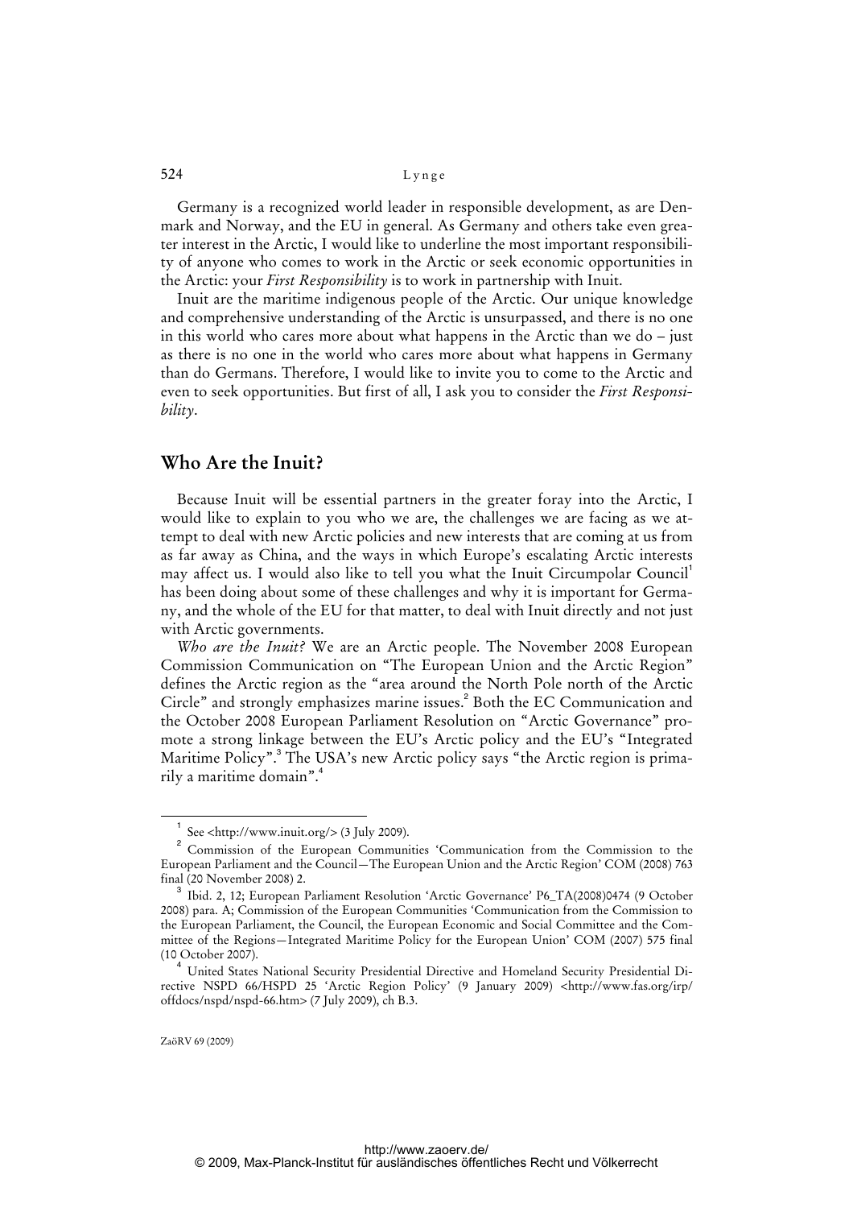Germany is a recognized world leader in responsible development, as are Denmark and Norway, and the EU in general. As Germany and others take even greater interest in the Arctic, I would like to underline the most important responsibility of anyone who comes to work in the Arctic or seek economic opportunities in the Arctic: your *First Responsibility* is to work in partnership with Inuit.

Inuit are the maritime indigenous people of the Arctic. Our unique knowledge and comprehensive understanding of the Arctic is unsurpassed, and there is no one in this world who cares more about what happens in the Arctic than we do – just as there is no one in the world who cares more about what happens in Germany than do Germans. Therefore, I would like to invite you to come to the Arctic and even to seek opportunities. But first of all, I ask you to consider the *First Responsibility*.

## Who Are the Inuit?

Because Inuit will be essential partners in the greater foray into the Arctic, I would like to explain to you who we are, the challenges we are facing as we attempt to deal with new Arctic policies and new interests that are coming at us from as far away as China, and the ways in which Europe's escalating Arctic interests may affect us. I would also like to tell you what the Inuit Circumpolar Council[1] has been doing about some of these challenges and why it is important for Germany, and the whole of the EU for that matter, to deal with Inuit directly and not just with Arctic governments.

*Who are the Inuit?* We are an Arctic people. The November 2008 European Commission Communication on "The European Union and the Arctic Region" defines the Arctic region as the "area around the North Pole north of the Arctic Circle" and strongly emphasizes marine issues.[2] Both the EC Communication and the October 2008 European Parliament Resolution on "Arctic Governance" promote a strong linkage between the EU's Arctic policy and the EU's "Integrated Maritime Policy".[3] The USA's new Arctic policy says "the Arctic region is primarily a maritime domain".[4]

---

[1] See <http://www.inuit.org/> (3 July 2009).

[2] Commission of the European Communities 'Communication from the Commission to the European Parliament and the Council—The European Union and the Arctic Region' COM (2008) 763 final (20 November 2008) 2.

[3] Ibid. 2, 12; European Parliament Resolution 'Arctic Governance' P6_TA(2008)0474 (9 October 2008) para. A; Commission of the European Communities 'Communication from the Commission to the European Parliament, the Council, the European Economic and Social Committee and the Committee of the Regions—Integrated Maritime Policy for the European Union' COM (2007) 575 final (10 October 2007).

[4] United States National Security Presidential Directive and Homeland Security Presidential Directive NSPD 66/HSPD 25 'Arctic Region Policy' (9 January 2009) <http://www.fas.org/irp/offdocs/nspd/nspd-66.htm> (7 July 2009), ch B.3.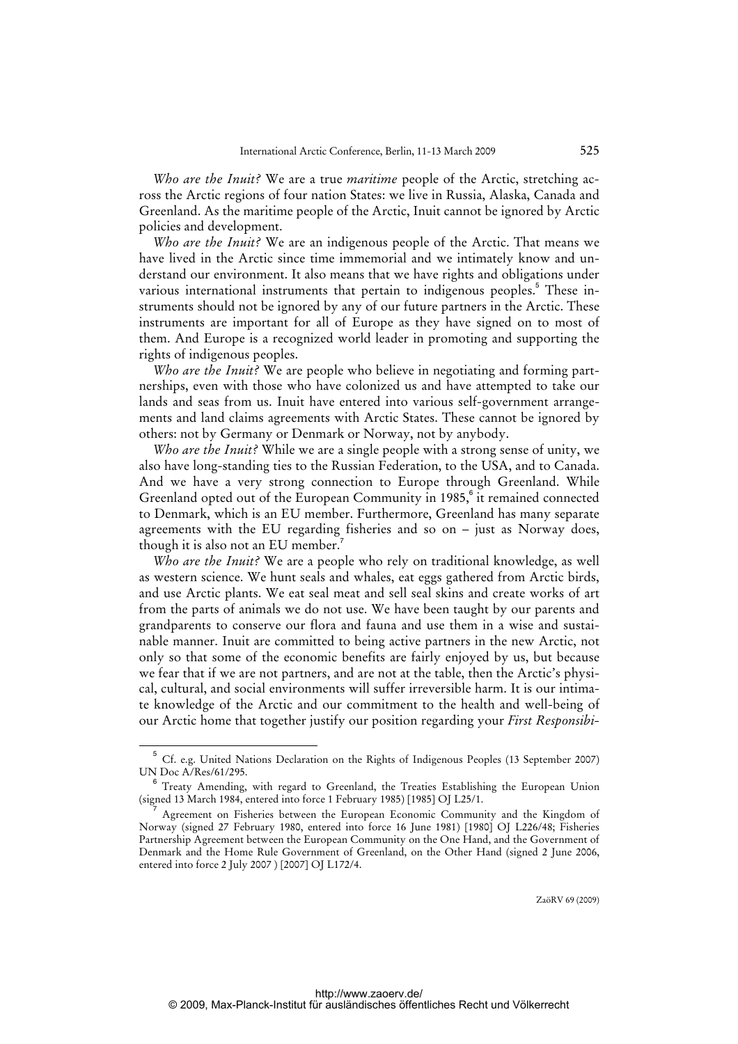*Who are the Inuit?* We are a true *maritime* people of the Arctic, stretching across the Arctic regions of four nation States: we live in Russia, Alaska, Canada and Greenland. As the maritime people of the Arctic, Inuit cannot be ignored by Arctic policies and development.

*Who are the Inuit?* We are an indigenous people of the Arctic. That means we have lived in the Arctic since time immemorial and we intimately know and understand our environment. It also means that we have rights and obligations under various international instruments that pertain to indigenous peoples.[5] These instruments should not be ignored by any of our future partners in the Arctic. These instruments are important for all of Europe as they have signed on to most of them. And Europe is a recognized world leader in promoting and supporting the rights of indigenous peoples.

*Who are the Inuit?* We are people who believe in negotiating and forming partnerships, even with those who have colonized us and have attempted to take our lands and seas from us. Inuit have entered into various self-government arrangements and land claims agreements with Arctic States. These cannot be ignored by others: not by Germany or Denmark or Norway, not by anybody.

*Who are the Inuit?* While we are a single people with a strong sense of unity, we also have long-standing ties to the Russian Federation, to the USA, and to Canada. And we have a very strong connection to Europe through Greenland. While Greenland opted out of the European Community in 1985,[6] it remained connected to Denmark, which is an EU member. Furthermore, Greenland has many separate agreements with the EU regarding fisheries and so on – just as Norway does, though it is also not an EU member.[7]

*Who are the Inuit?* We are a people who rely on traditional knowledge, as well as western science. We hunt seals and whales, eat eggs gathered from Arctic birds, and use Arctic plants. We eat seal meat and sell seal skins and create works of art from the parts of animals we do not use. We have been taught by our parents and grandparents to conserve our flora and fauna and use them in a wise and sustainable manner. Inuit are committed to being active partners in the new Arctic, not only so that some of the economic benefits are fairly enjoyed by us, but because we fear that if we are not partners, and are not at the table, then the Arctic's physical, cultural, and social environments will suffer irreversible harm. It is our intimate knowledge of the Arctic and our commitment to the health and well-being of our Arctic home that together justify our position regarding your *First Responsibi-*

---

[5] Cf. e.g. United Nations Declaration on the Rights of Indigenous Peoples (13 September 2007) UN Doc A/Res/61/295.

[6] Treaty Amending, with regard to Greenland, the Treaties Establishing the European Union (signed 13 March 1984, entered into force 1 February 1985) [1985] OJ L25/1.

[7] Agreement on Fisheries between the European Economic Community and the Kingdom of Norway (signed 27 February 1980, entered into force 16 June 1981) [1980] OJ L226/48; Fisheries Partnership Agreement between the European Community on the One Hand, and the Government of Denmark and the Home Rule Government of Greenland, on the Other Hand (signed 2 June 2006, entered into force 2 July 2007 ) [2007] OJ L172/4.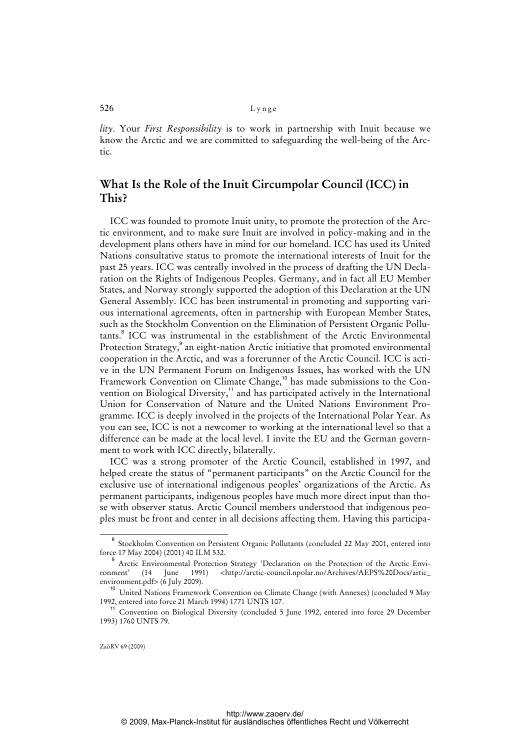*lity*. Your *First Responsibility* is to work in partnership with Inuit because we know the Arctic and we are committed to safeguarding the well-being of the Arctic.

## What Is the Role of the Inuit Circumpolar Council (ICC) in This?

ICC was founded to promote Inuit unity, to promote the protection of the Arctic environment, and to make sure Inuit are involved in policy-making and in the development plans others have in mind for our homeland. ICC has used its United Nations consultative status to promote the international interests of Inuit for the past 25 years. ICC was centrally involved in the process of drafting the UN Declaration on the Rights of Indigenous Peoples. Germany, and in fact all EU Member States, and Norway strongly supported the adoption of this Declaration at the UN General Assembly. ICC has been instrumental in promoting and supporting various international agreements, often in partnership with European Member States, such as the Stockholm Convention on the Elimination of Persistent Organic Pollutants.[8] ICC was instrumental in the establishment of the Arctic Environmental Protection Strategy,[9] an eight-nation Arctic initiative that promoted environmental cooperation in the Arctic, and was a forerunner of the Arctic Council. ICC is active in the UN Permanent Forum on Indigenous Issues, has worked with the UN Framework Convention on Climate Change,[10] has made submissions to the Convention on Biological Diversity,[11] and has participated actively in the International Union for Conservation of Nature and the United Nations Environment Programme. ICC is deeply involved in the projects of the International Polar Year. As you can see, ICC is not a newcomer to working at the international level so that a difference can be made at the local level. I invite the EU and the German government to work with ICC directly, bilaterally.

ICC was a strong promoter of the Arctic Council, established in 1997, and helped create the status of "permanent participants" on the Arctic Council for the exclusive use of international indigenous peoples' organizations of the Arctic. As permanent participants, indigenous peoples have much more direct input than those with observer status. Arctic Council members understood that indigenous peoples must be front and center in all decisions affecting them. Having this participa-

---

[8] Stockholm Convention on Persistent Organic Pollutants (concluded 22 May 2001, entered into force 17 May 2004) (2001) 40 ILM 532.

[9] Arctic Environmental Protection Strategy 'Declaration on the Protection of the Arctic Environment' (14 June 1991) <http://arctic-council.npolar.no/Archives/AEPS%20Docs/artic_environment.pdf> (6 July 2009).

[10] United Nations Framework Convention on Climate Change (with Annexes) (concluded 9 May 1992, entered into force 21 March 1994) 1771 UNTS 107.

[11] Convention on Biological Diversity (concluded 5 June 1992, entered into force 29 December 1993) 1760 UNTS 79.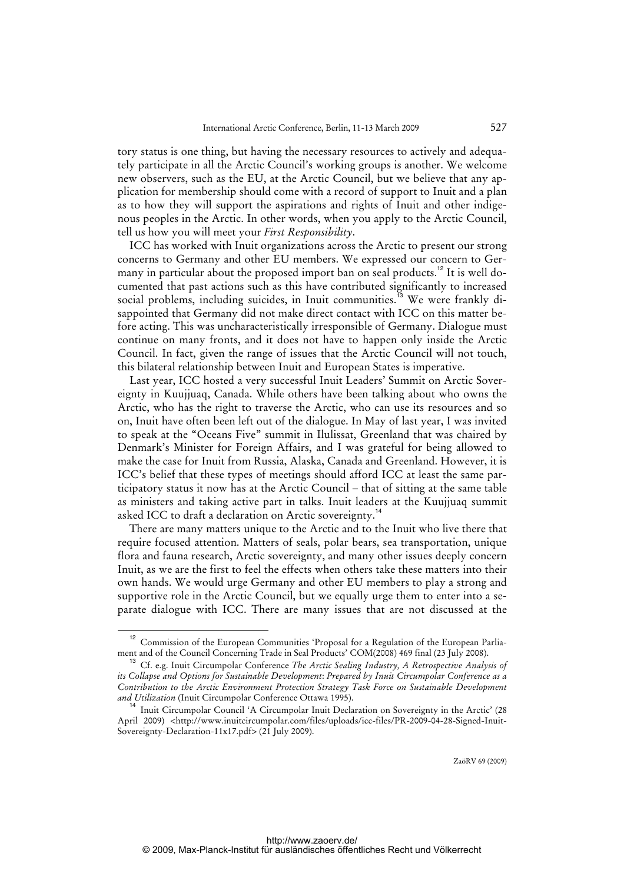tory status is one thing, but having the necessary resources to actively and adequately participate in all the Arctic Council's working groups is another. We welcome new observers, such as the EU, at the Arctic Council, but we believe that any application for membership should come with a record of support to Inuit and a plan as to how they will support the aspirations and rights of Inuit and other indigenous peoples in the Arctic. In other words, when you apply to the Arctic Council, tell us how you will meet your *First Responsibility*.

ICC has worked with Inuit organizations across the Arctic to present our strong concerns to Germany and other EU members. We expressed our concern to Germany in particular about the proposed import ban on seal products.[12] It is well documented that past actions such as this have contributed significantly to increased social problems, including suicides, in Inuit communities.[13] We were frankly disappointed that Germany did not make direct contact with ICC on this matter before acting. This was uncharacteristically irresponsible of Germany. Dialogue must continue on many fronts, and it does not have to happen only inside the Arctic Council. In fact, given the range of issues that the Arctic Council will not touch, this bilateral relationship between Inuit and European States is imperative.

Last year, ICC hosted a very successful Inuit Leaders' Summit on Arctic Sovereignty in Kuujjuaq, Canada. While others have been talking about who owns the Arctic, who has the right to traverse the Arctic, who can use its resources and so on, Inuit have often been left out of the dialogue. In May of last year, I was invited to speak at the "Oceans Five" summit in Ilulissat, Greenland that was chaired by Denmark's Minister for Foreign Affairs, and I was grateful for being allowed to make the case for Inuit from Russia, Alaska, Canada and Greenland. However, it is ICC's belief that these types of meetings should afford ICC at least the same participatory status it now has at the Arctic Council – that of sitting at the same table as ministers and taking active part in talks. Inuit leaders at the Kuujjuaq summit asked ICC to draft a declaration on Arctic sovereignty.[14]

There are many matters unique to the Arctic and to the Inuit who live there that require focused attention. Matters of seals, polar bears, sea transportation, unique flora and fauna research, Arctic sovereignty, and many other issues deeply concern Inuit, as we are the first to feel the effects when others take these matters into their own hands. We would urge Germany and other EU members to play a strong and supportive role in the Arctic Council, but we equally urge them to enter into a separate dialogue with ICC. There are many issues that are not discussed at the

---

[12] Commission of the European Communities 'Proposal for a Regulation of the European Parliament and of the Council Concerning Trade in Seal Products' COM(2008) 469 final (23 July 2008).

[13] Cf. e.g. Inuit Circumpolar Conference *The Arctic Sealing Industry, A Retrospective Analysis of its Collapse and Options for Sustainable Development*: *Prepared by Inuit Circumpolar Conference as a Contribution to the Arctic Environment Protection Strategy Task Force on Sustainable Development and Utilization* (Inuit Circumpolar Conference Ottawa 1995).

[14] Inuit Circumpolar Council 'A Circumpolar Inuit Declaration on Sovereignty in the Arctic' (28 April 2009) <http://www.inuitcircumpolar.com/files/uploads/icc-files/PR-2009-04-28-Signed-Inuit-Sovereignty-Declaration-11x17.pdf> (21 July 2009).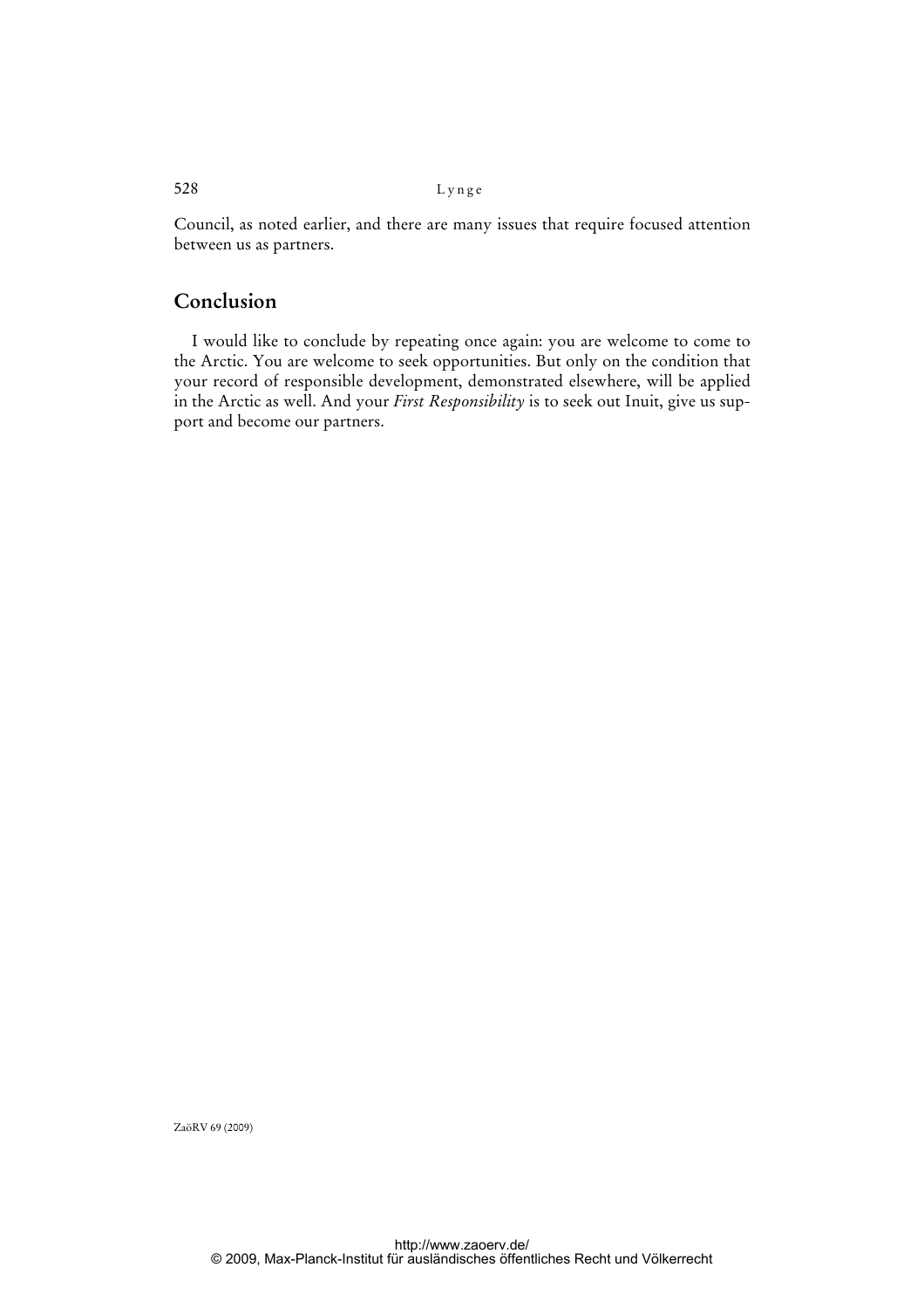Council, as noted earlier, and there are many issues that require focused attention between us as partners.

## Conclusion

I would like to conclude by repeating once again: you are welcome to come to the Arctic. You are welcome to seek opportunities. But only on the condition that your record of responsible development, demonstrated elsewhere, will be applied in the Arctic as well. And your *First Responsibility* is to seek out Inuit, give us support and become our partners.